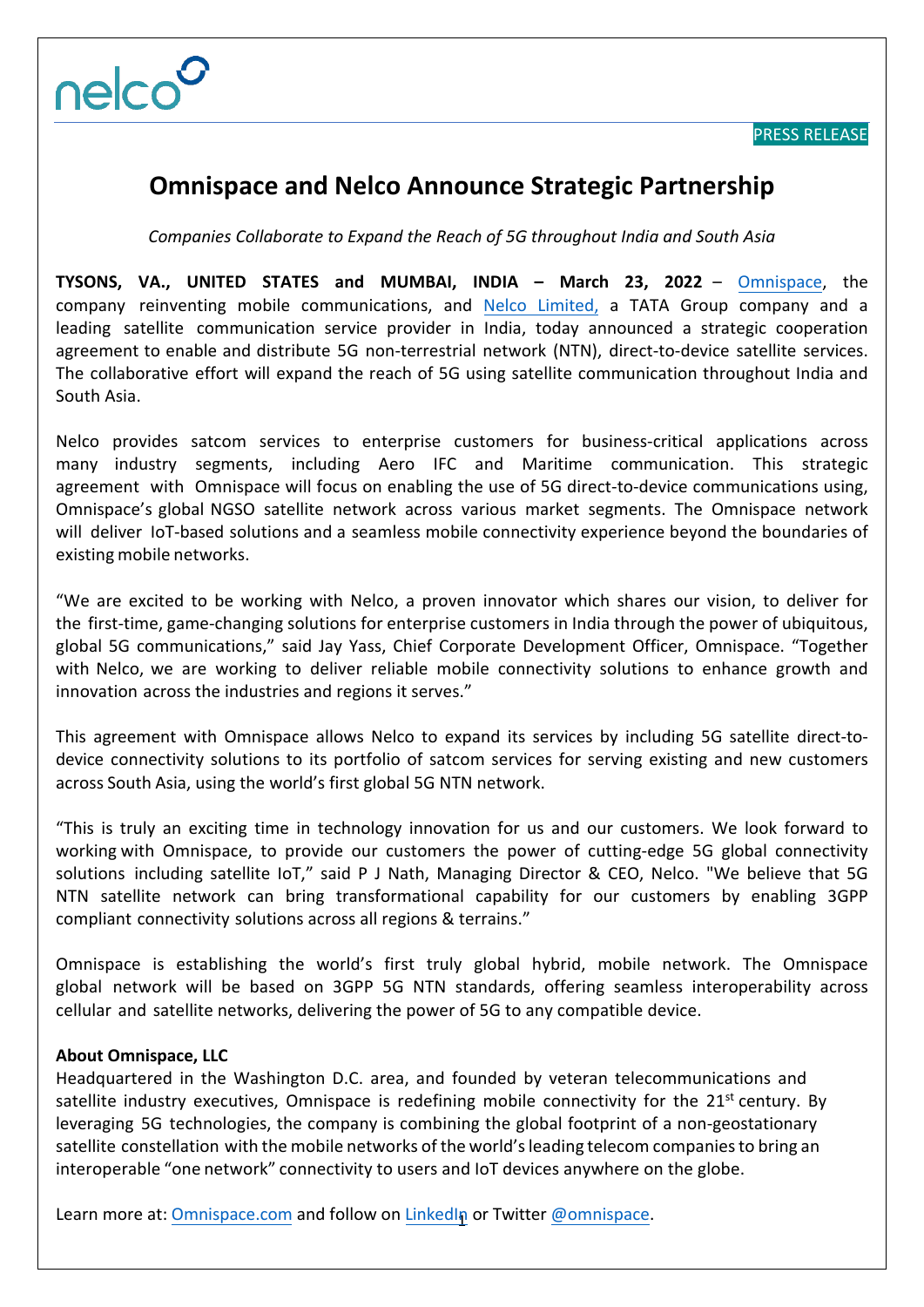PRESS RELEASE

# Omnispace and Nelco Announce Strategic Partnership

*Companies Collaborate to Expand the Reach of 5G throughout India and South Asia*

**TYSONS, VA., UNITED STATES and MUMBAI, INDIA – March 23, 2022** – Omnispace, the company reinventing mobile communications, and Nelco Limited, a TATA Group company and a leading satellite communication service provider in India, today announced a strategic cooperation agreement to enable and distribute 5G non-terrestrial network (NTN), direct-to-device satellite services. The collaborative effort will expand the reach of 5G using satellite communication throughout India and South Asia.

Nelco provides satcom services to enterprise customers for business-critical applications across many industry segments, including Aero IFC and Maritime communication. This strategic agreement with Omnispace will focus on enabling the use of 5G direct-to-device communications using, Omnispace's global NGSO satellite network across various market segments. The Omnispace network will deliver IoT-based solutions and a seamless mobile connectivity experience beyond the boundaries of existing mobile networks.

"We are excited to be working with Nelco, a proven innovator which shares our vision, to deliver for the first-time, game-changing solutions for enterprise customers in India through the power of ubiquitous, global 5G communications," said Jay Yass, Chief Corporate Development Officer, Omnispace. "Together with Nelco, we are working to deliver reliable mobile connectivity solutions to enhance growth and innovation across the industries and regions it serves."

This agreement with Omnispace allows Nelco to expand its services by including 5G satellite direct-to-device connectivity solutions to its portfolio of satcom services for serving existing and new customers across South Asia, using the world's first global 5G NTN network.

"This is truly an exciting time in technology innovation for us and our customers. We look forward to working with Omnispace, to provide our customers the power of cutting-edge 5G global connectivity solutions including satellite IoT," said P J Nath, Managing Director & CEO, Nelco. "We believe that 5G NTN satellite network can bring transformational capability for our customers by enabling 3GPP compliant connectivity solutions across all regions & terrains."

Omnispace is establishing the world's first truly global hybrid, mobile network. The Omnispace global network will be based on 3GPP 5G NTN standards, offering seamless interoperability across cellular and satellite networks, delivering the power of 5G to any compatible device.

**About Omnispace, LLC**

Headquartered in the Washington D.C. area, and founded by veteran telecommunications and satellite industry executives, Omnispace is redefining mobile connectivity for the 21st century. By leveraging 5G technologies, the company is combining the global footprint of a non-geostationary satellite constellation with the mobile networks of the world's leading telecom companies to bring an interoperable "one network" connectivity to users and IoT devices anywhere on the globe.

Learn more at: Omnispace.com and follow on LinkedIn or Twitter @omnispace.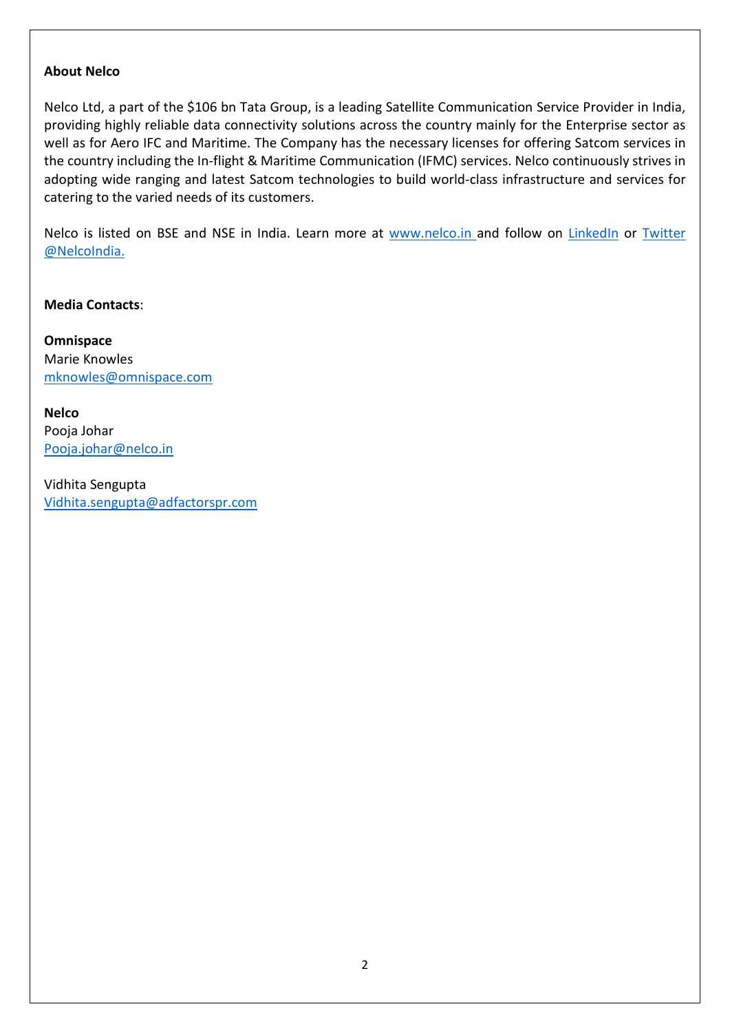**About Nelco**

Nelco Ltd, a part of the $106 bn Tata Group, is a leading Satellite Communication Service Provider in India, providing highly reliable data connectivity solutions across the country mainly for the Enterprise sector as well as for Aero IFC and Maritime. The Company has the necessary licenses for offering Satcom services in the country including the In-flight & Maritime Communication (IFMC) services. Nelco continuously strives in adopting wide ranging and latest Satcom technologies to build world-class infrastructure and services for catering to the varied needs of its customers.

Nelco is listed on BSE and NSE in India. Learn more at www.nelco.in and follow on LinkedIn or Twitter @NelcoIndia.

**Media Contacts**:

**Omnispace**
Marie Knowles
mknowles@omnispace.com

**Nelco**
Pooja Johar
Pooja.johar@nelco.in

Vidhita Sengupta
Vidhita.sengupta@adfactorspr.com